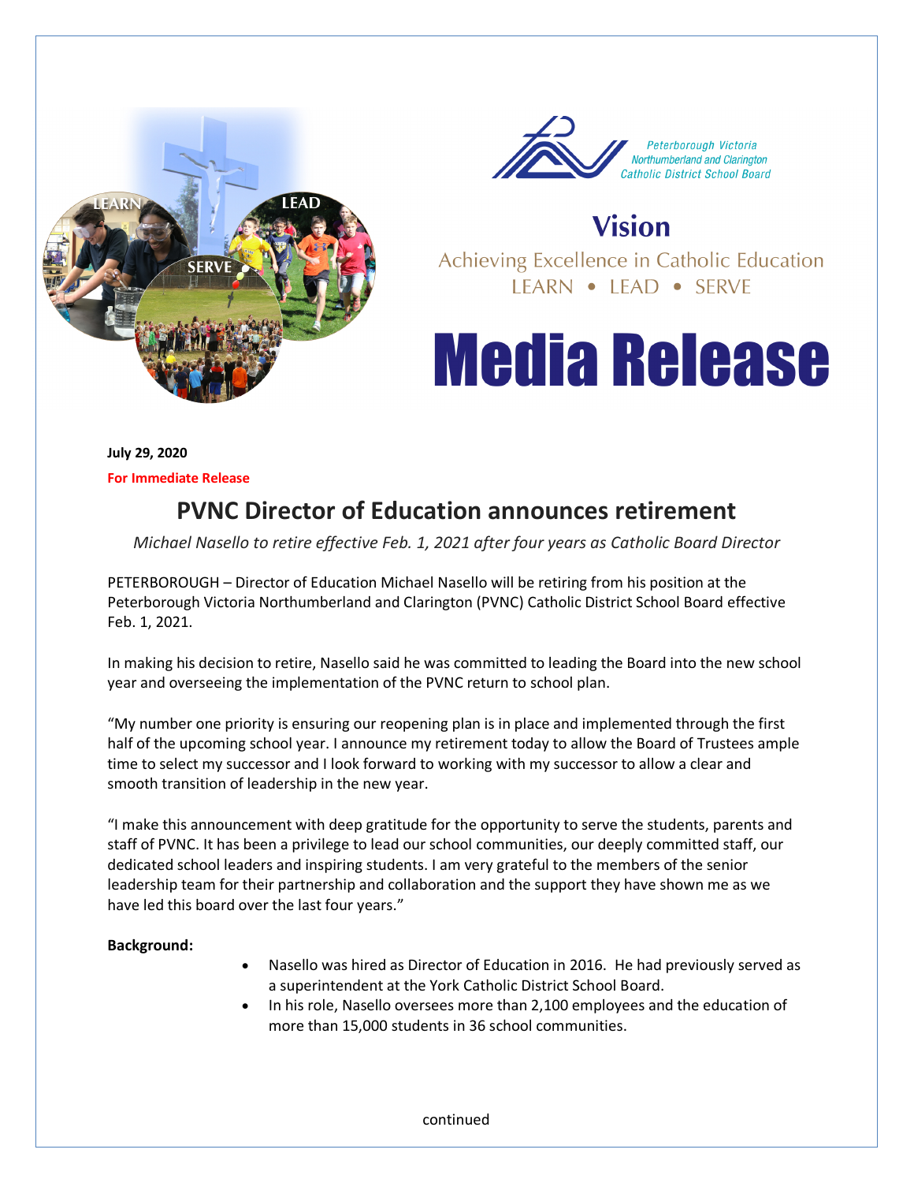Peterborough Victoria Northumberland and Clarington Catholic District School Board

**Vision**

Achieving Excellence in Catholic Education

LEARN • LEAD • SERVE

# Media Release

**July 29, 2020**

**For Immediate Release**

## PVNC Director of Education announces retirement

*Michael Nasello to retire effective Feb. 1, 2021 after four years as Catholic Board Director*

PETERBOROUGH – Director of Education Michael Nasello will be retiring from his position at the Peterborough Victoria Northumberland and Clarington (PVNC) Catholic District School Board effective Feb. 1, 2021.

In making his decision to retire, Nasello said he was committed to leading the Board into the new school year and overseeing the implementation of the PVNC return to school plan.

"My number one priority is ensuring our reopening plan is in place and implemented through the first half of the upcoming school year. I announce my retirement today to allow the Board of Trustees ample time to select my successor and I look forward to working with my successor to allow a clear and smooth transition of leadership in the new year.

"I make this announcement with deep gratitude for the opportunity to serve the students, parents and staff of PVNC. It has been a privilege to lead our school communities, our deeply committed staff, our dedicated school leaders and inspiring students. I am very grateful to the members of the senior leadership team for their partnership and collaboration and the support they have shown me as we have led this board over the last four years."

**Background:**

- Nasello was hired as Director of Education in 2016. He had previously served as a superintendent at the York Catholic District School Board.
- In his role, Nasello oversees more than 2,100 employees and the education of more than 15,000 students in 36 school communities.

continued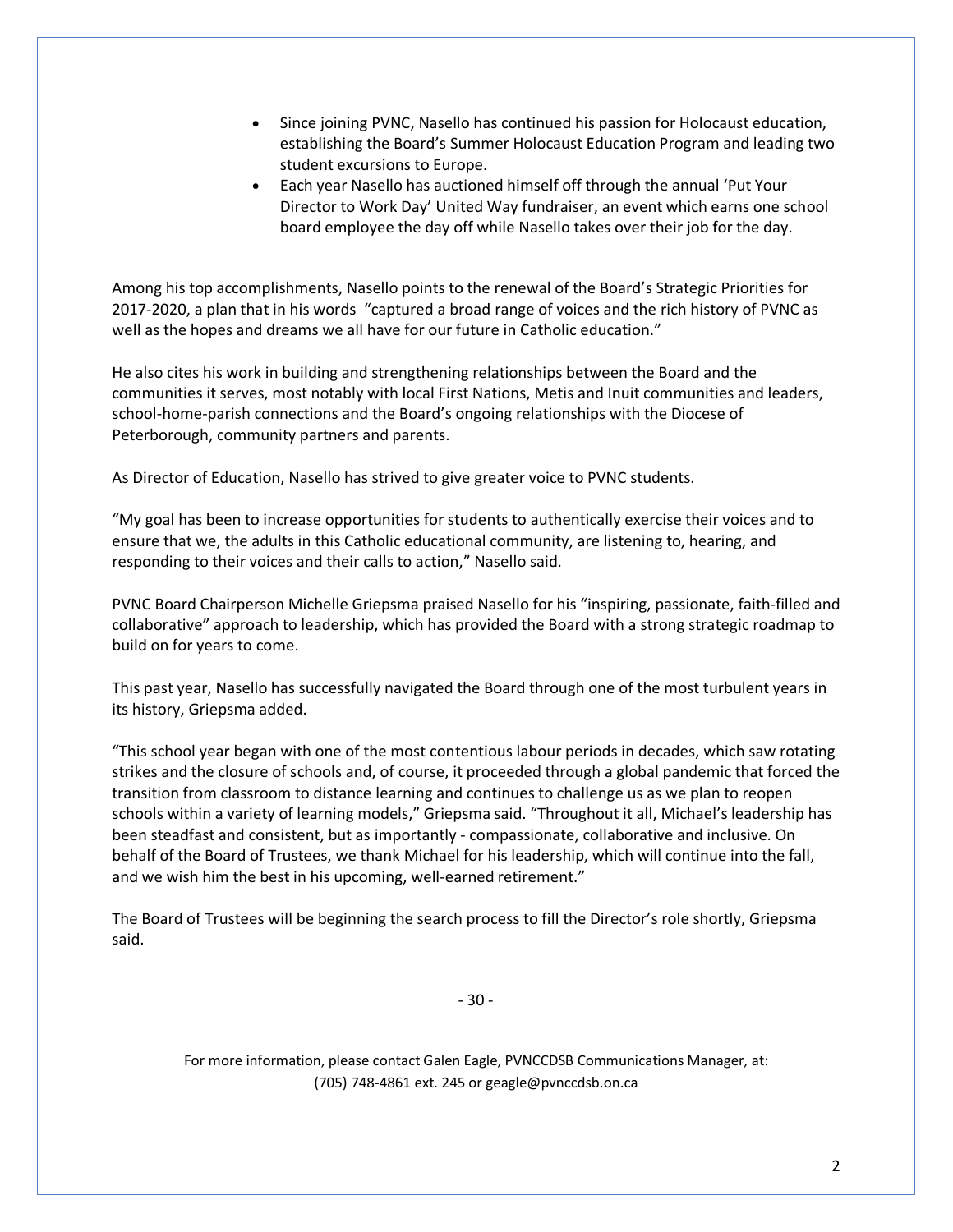- Since joining PVNC, Nasello has continued his passion for Holocaust education, establishing the Board's Summer Holocaust Education Program and leading two student excursions to Europe.
- Each year Nasello has auctioned himself off through the annual 'Put Your Director to Work Day' United Way fundraiser, an event which earns one school board employee the day off while Nasello takes over their job for the day.

Among his top accomplishments, Nasello points to the renewal of the Board's Strategic Priorities for 2017-2020, a plan that in his words "captured a broad range of voices and the rich history of PVNC as well as the hopes and dreams we all have for our future in Catholic education."

He also cites his work in building and strengthening relationships between the Board and the communities it serves, most notably with local First Nations, Metis and Inuit communities and leaders, school-home-parish connections and the Board's ongoing relationships with the Diocese of Peterborough, community partners and parents.

As Director of Education, Nasello has strived to give greater voice to PVNC students.

"My goal has been to increase opportunities for students to authentically exercise their voices and to ensure that we, the adults in this Catholic educational community, are listening to, hearing, and responding to their voices and their calls to action," Nasello said.

PVNC Board Chairperson Michelle Griepsma praised Nasello for his "inspiring, passionate, faith-filled and collaborative" approach to leadership, which has provided the Board with a strong strategic roadmap to build on for years to come.

This past year, Nasello has successfully navigated the Board through one of the most turbulent years in its history, Griepsma added.

"This school year began with one of the most contentious labour periods in decades, which saw rotating strikes and the closure of schools and, of course, it proceeded through a global pandemic that forced the transition from classroom to distance learning and continues to challenge us as we plan to reopen schools within a variety of learning models," Griepsma said. "Throughout it all, Michael's leadership has been steadfast and consistent, but as importantly - compassionate, collaborative and inclusive. On behalf of the Board of Trustees, we thank Michael for his leadership, which will continue into the fall, and we wish him the best in his upcoming, well-earned retirement."

The Board of Trustees will be beginning the search process to fill the Director's role shortly, Griepsma said.

\- 30 -

For more information, please contact Galen Eagle, PVNCCDSB Communications Manager, at: (705) 748-4861 ext. 245 or geagle@pvnccdsb.on.ca